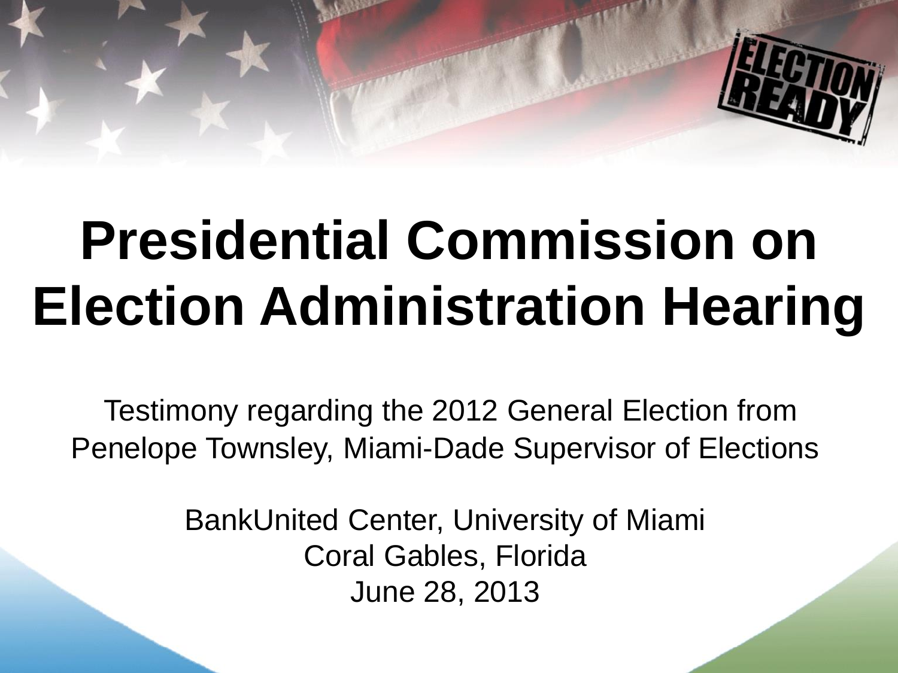# Presidential Commission on Election Administration Hearing

Testimony regarding the 2012 General Election from Penelope Townsley, Miami-Dade Supervisor of Elections

BankUnited Center, University of Miami
Coral Gables, Florida
June 28, 2013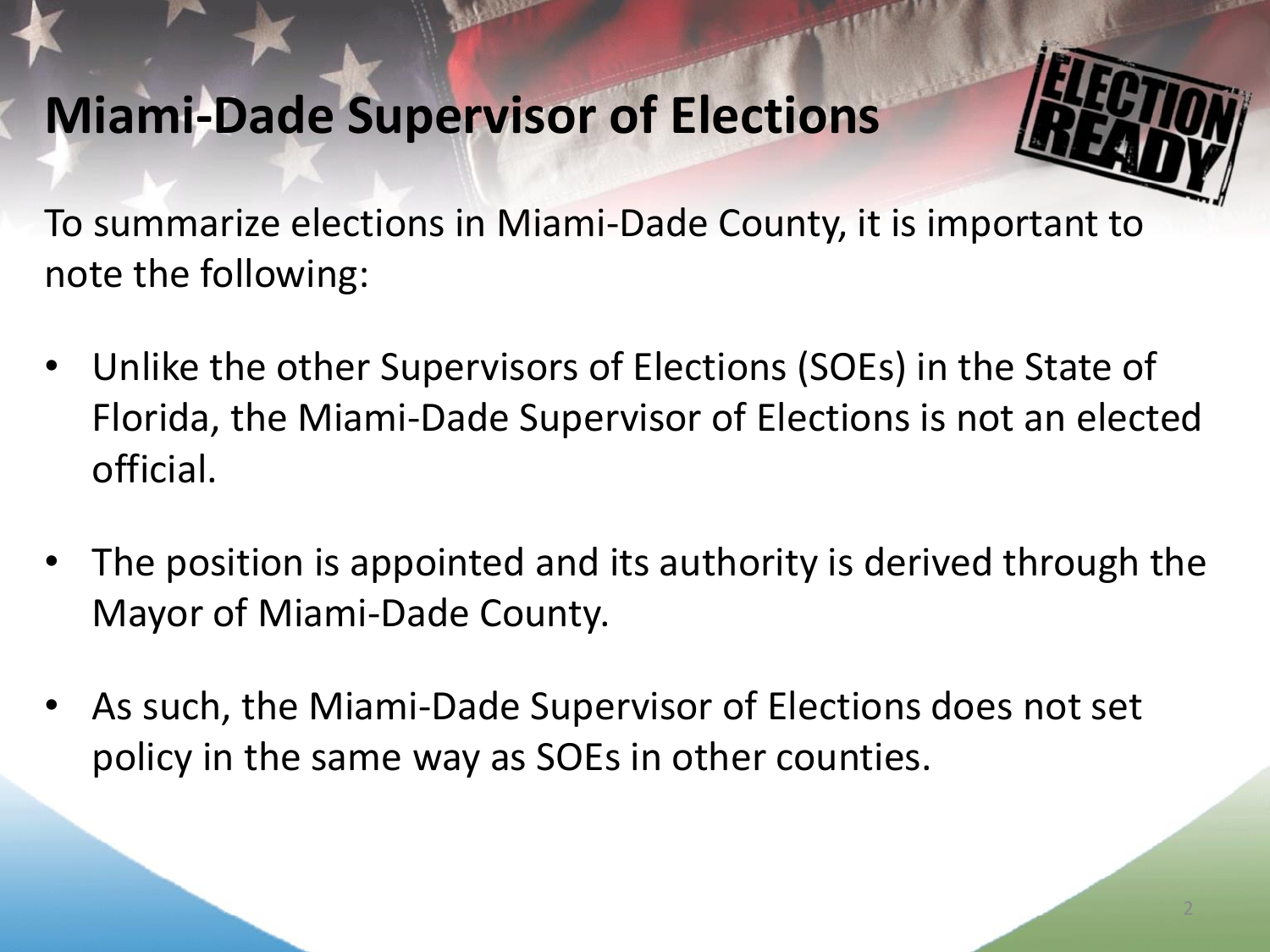# Miami-Dade Supervisor of Elections

To summarize elections in Miami-Dade County, it is important to note the following:

- Unlike the other Supervisors of Elections (SOEs) in the State of Florida, the Miami-Dade Supervisor of Elections is not an elected official.
- The position is appointed and its authority is derived through the Mayor of Miami-Dade County.
- As such, the Miami-Dade Supervisor of Elections does not set policy in the same way as SOEs in other counties.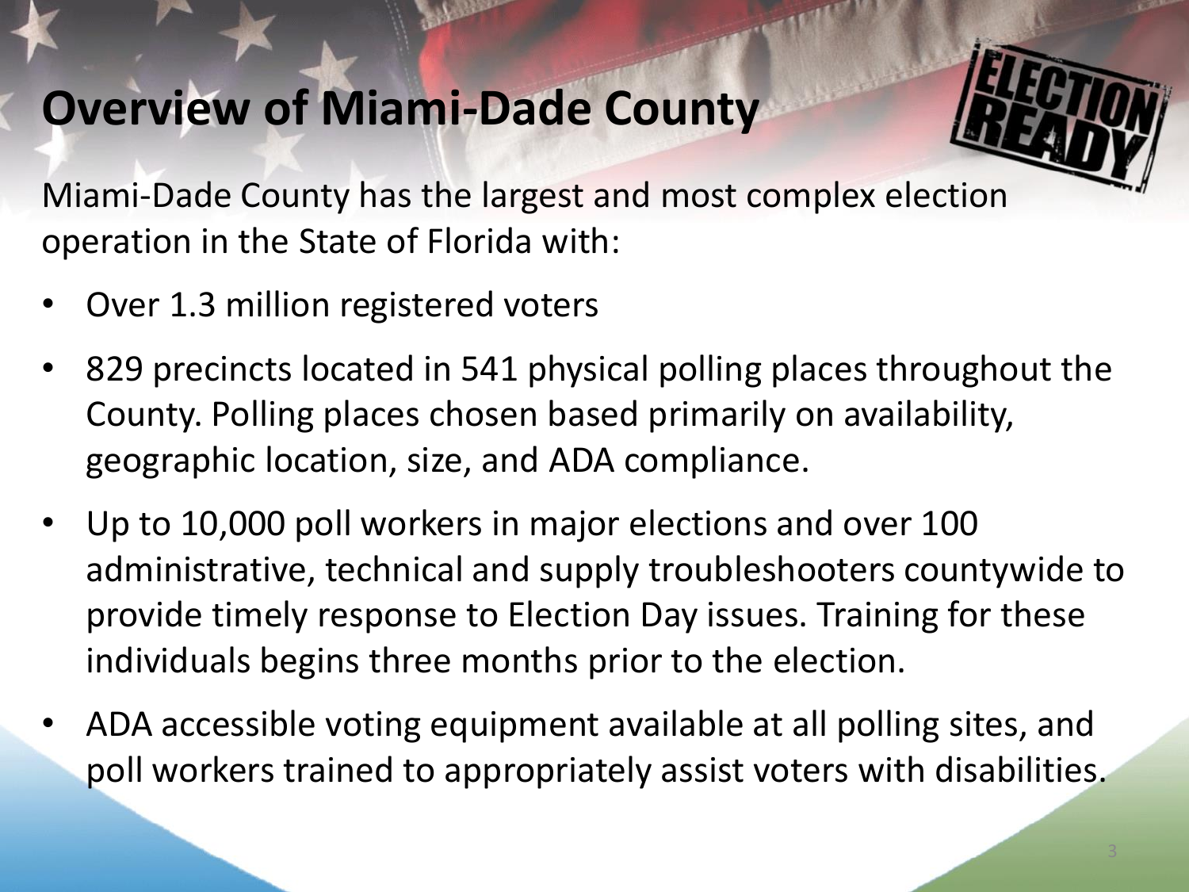# Overview of Miami-Dade County

Miami-Dade County has the largest and most complex election operation in the State of Florida with:

- Over 1.3 million registered voters
- 829 precincts located in 541 physical polling places throughout the County. Polling places chosen based primarily on availability, geographic location, size, and ADA compliance.
- Up to 10,000 poll workers in major elections and over 100 administrative, technical and supply troubleshooters countywide to provide timely response to Election Day issues. Training for these individuals begins three months prior to the election.
- ADA accessible voting equipment available at all polling sites, and poll workers trained to appropriately assist voters with disabilities.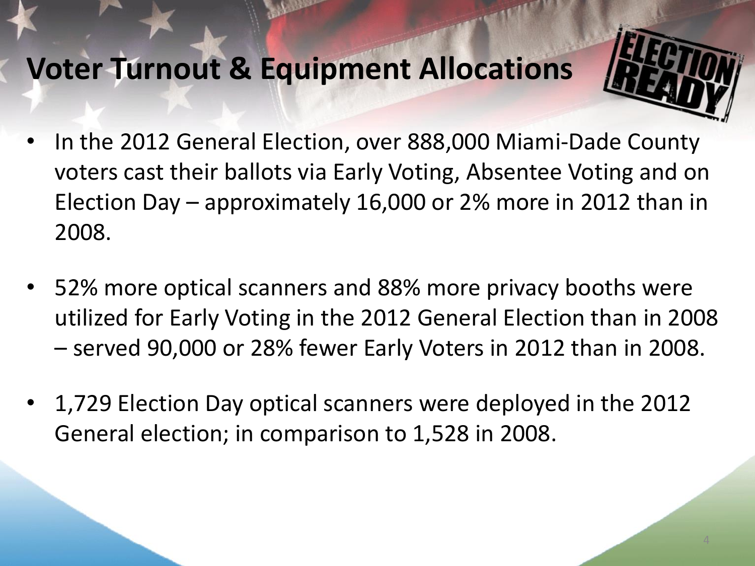# Voter Turnout & Equipment Allocations

- In the 2012 General Election, over 888,000 Miami-Dade County voters cast their ballots via Early Voting, Absentee Voting and on Election Day – approximately 16,000 or 2% more in 2012 than in 2008.
- 52% more optical scanners and 88% more privacy booths were utilized for Early Voting in the 2012 General Election than in 2008 – served 90,000 or 28% fewer Early Voters in 2012 than in 2008.
- 1,729 Election Day optical scanners were deployed in the 2012 General election; in comparison to 1,528 in 2008.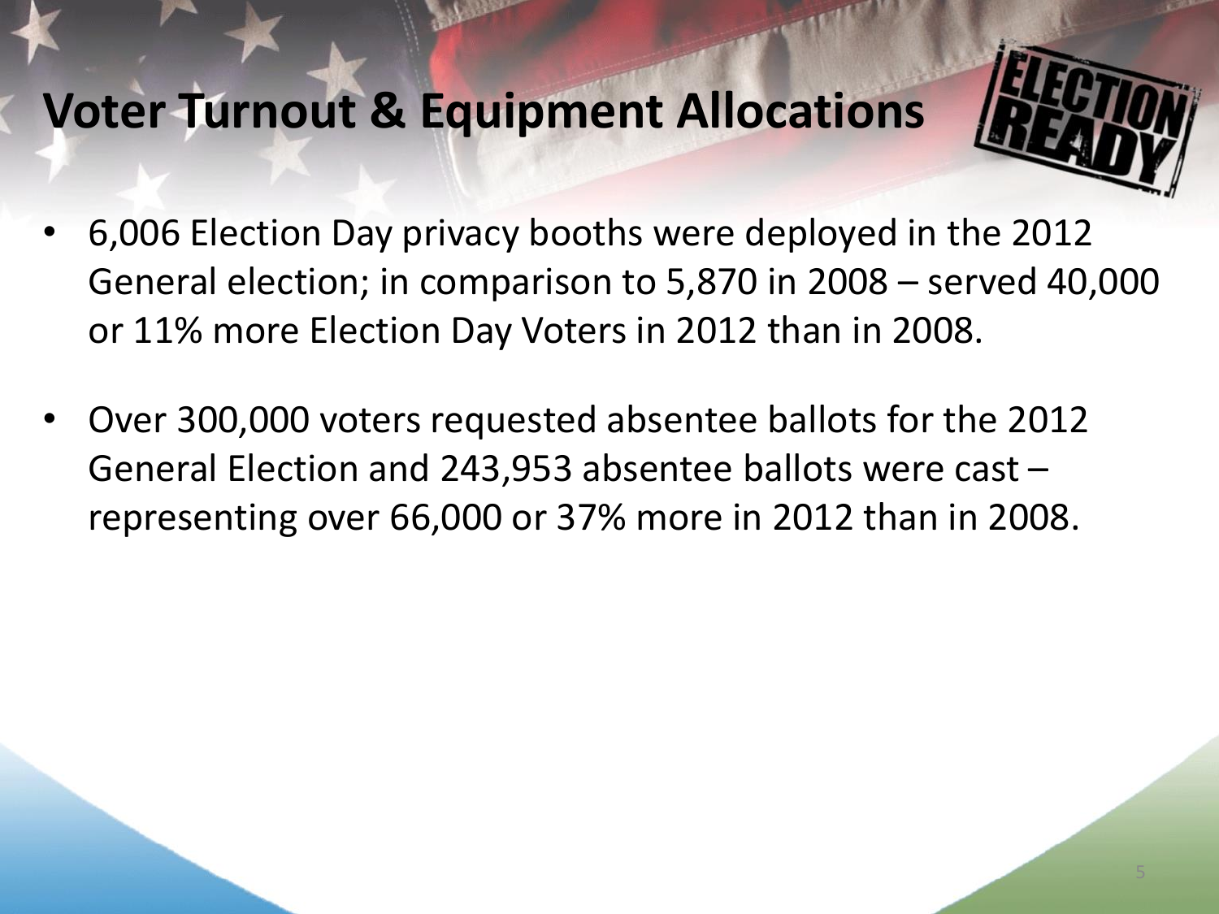# Voter Turnout & Equipment Allocations

- 6,006 Election Day privacy booths were deployed in the 2012 General election; in comparison to 5,870 in 2008 – served 40,000 or 11% more Election Day Voters in 2012 than in 2008.
- Over 300,000 voters requested absentee ballots for the 2012 General Election and 243,953 absentee ballots were cast – representing over 66,000 or 37% more in 2012 than in 2008.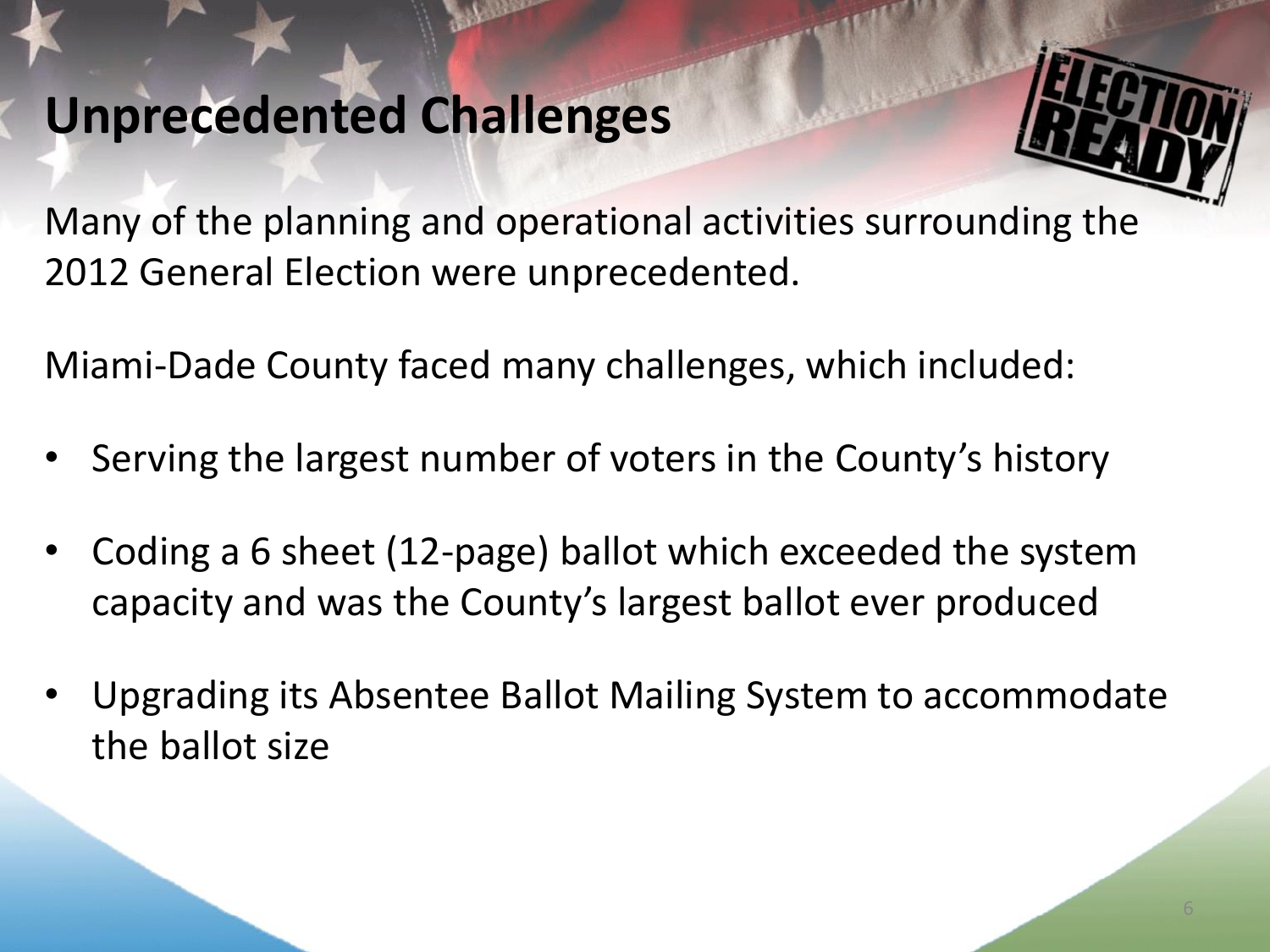# Unprecedented Challenges

Many of the planning and operational activities surrounding the 2012 General Election were unprecedented.

Miami-Dade County faced many challenges, which included:

- Serving the largest number of voters in the County's history
- Coding a 6 sheet (12-page) ballot which exceeded the system capacity and was the County's largest ballot ever produced
- Upgrading its Absentee Ballot Mailing System to accommodate the ballot size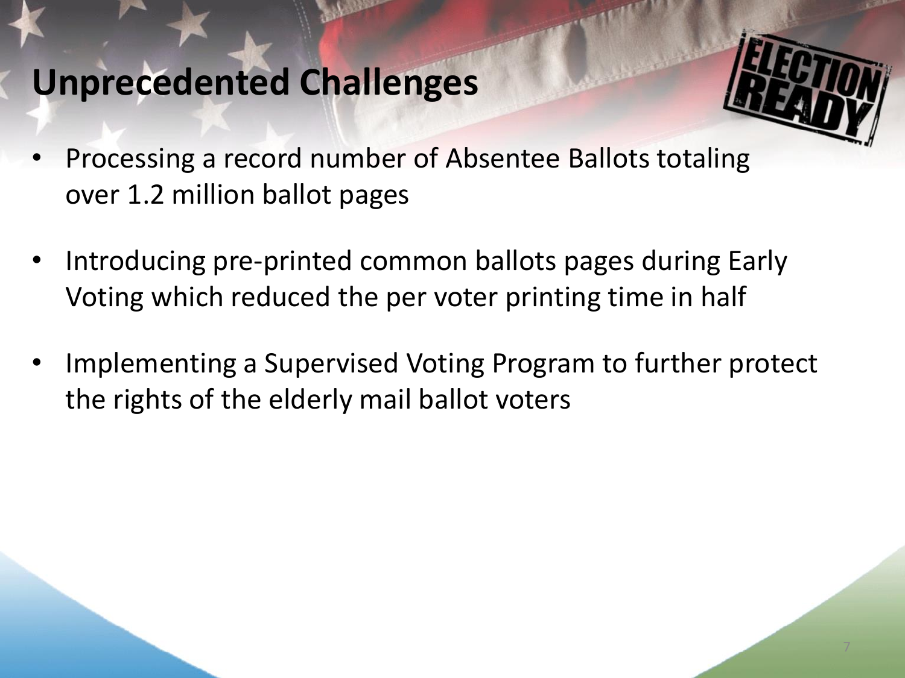# Unprecedented Challenges

- Processing a record number of Absentee Ballots totaling over 1.2 million ballot pages
- Introducing pre-printed common ballots pages during Early Voting which reduced the per voter printing time in half
- Implementing a Supervised Voting Program to further protect the rights of the elderly mail ballot voters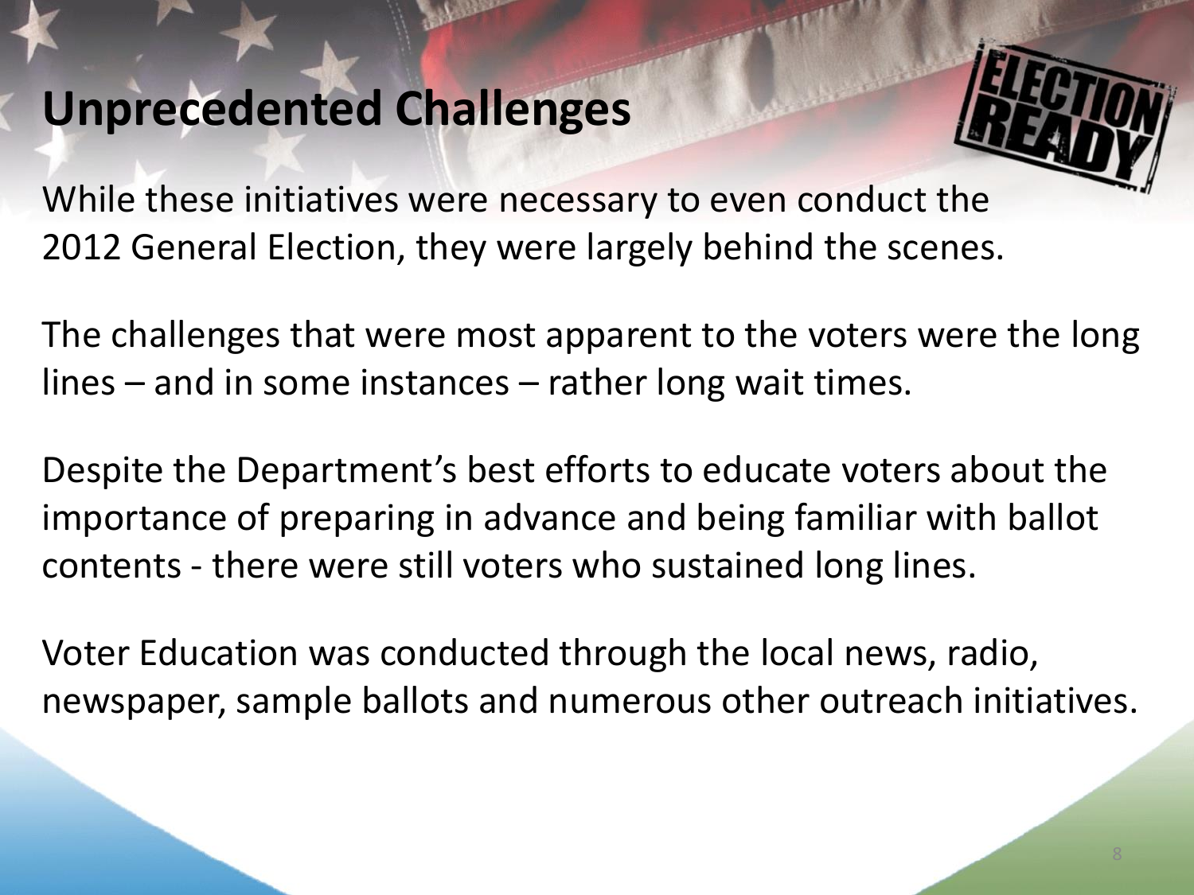# Unprecedented Challenges

While these initiatives were necessary to even conduct the 2012 General Election, they were largely behind the scenes.

The challenges that were most apparent to the voters were the long lines – and in some instances – rather long wait times.

Despite the Department's best efforts to educate voters about the importance of preparing in advance and being familiar with ballot contents - there were still voters who sustained long lines.

Voter Education was conducted through the local news, radio, newspaper, sample ballots and numerous other outreach initiatives.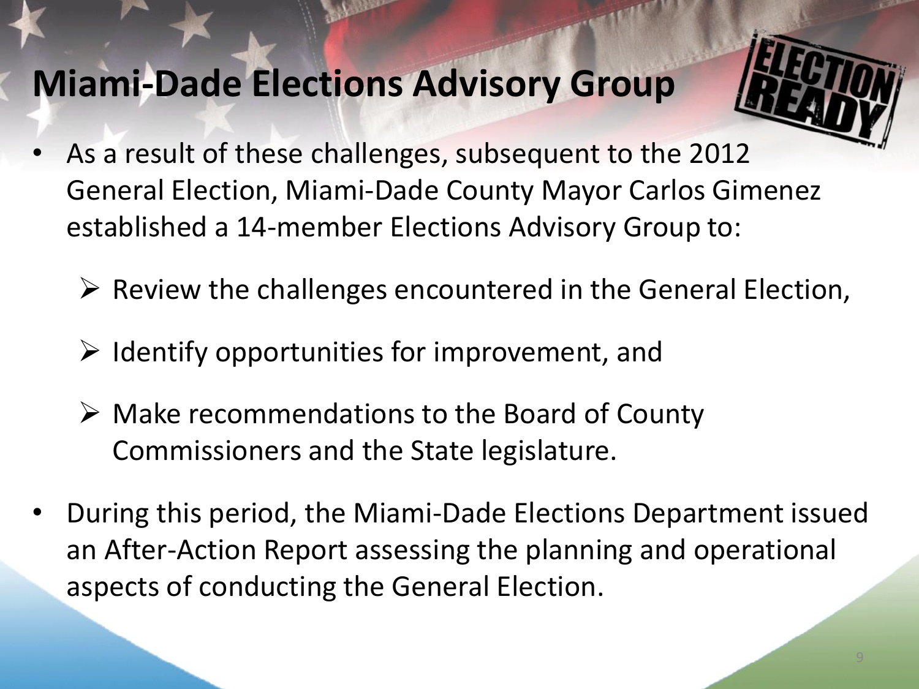# Miami-Dade Elections Advisory Group

- As a result of these challenges, subsequent to the 2012 General Election, Miami-Dade County Mayor Carlos Gimenez established a 14-member Elections Advisory Group to:
  - Review the challenges encountered in the General Election,
  - Identify opportunities for improvement, and
  - Make recommendations to the Board of County Commissioners and the State legislature.
- During this period, the Miami-Dade Elections Department issued an After-Action Report assessing the planning and operational aspects of conducting the General Election.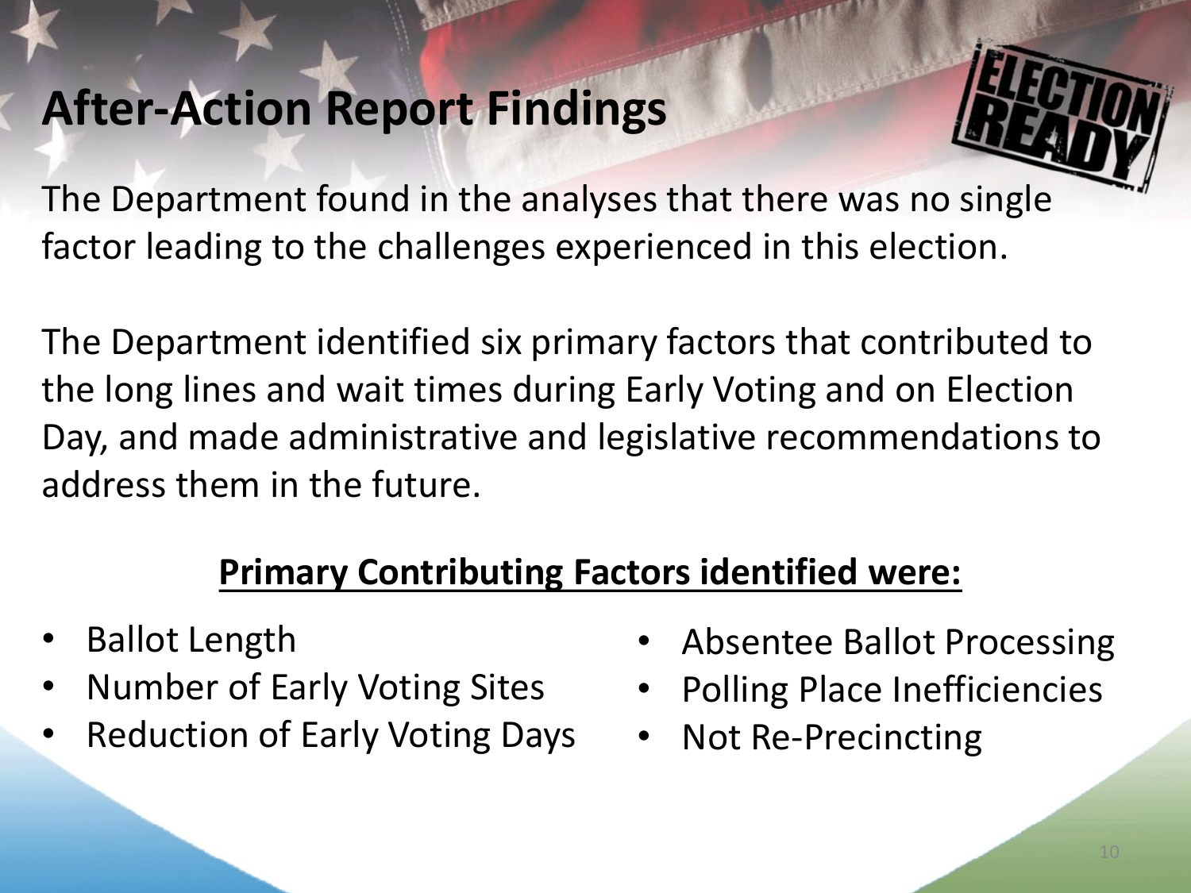# After-Action Report Findings

The Department found in the analyses that there was no single factor leading to the challenges experienced in this election.

The Department identified six primary factors that contributed to the long lines and wait times during Early Voting and on Election Day, and made administrative and legislative recommendations to address them in the future.

**Primary Contributing Factors identified were:**

- Ballot Length
- Number of Early Voting Sites
- Reduction of Early Voting Days
- Absentee Ballot Processing
- Polling Place Inefficiencies
- Not Re-Precincting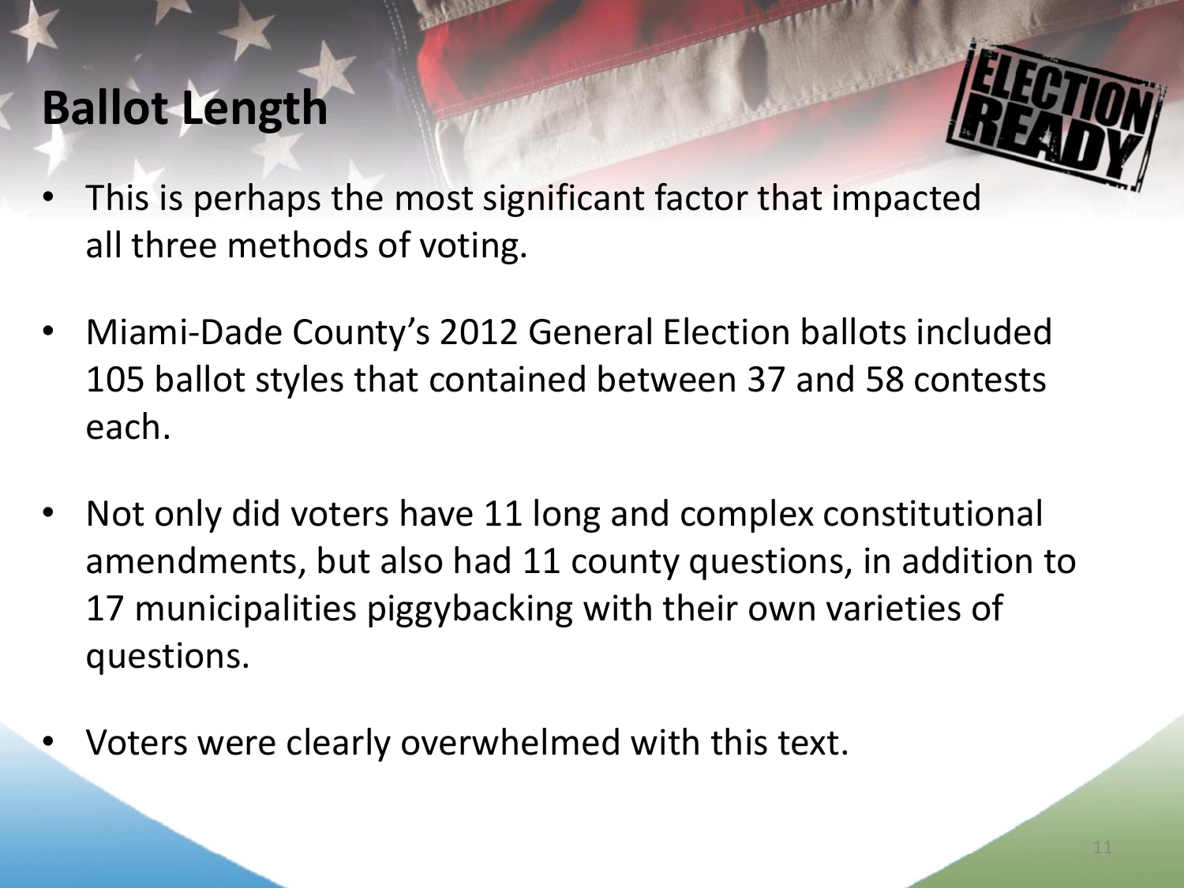## Ballot Length

- This is perhaps the most significant factor that impacted all three methods of voting.
- Miami-Dade County's 2012 General Election ballots included 105 ballot styles that contained between 37 and 58 contests each.
- Not only did voters have 11 long and complex constitutional amendments, but also had 11 county questions, in addition to 17 municipalities piggybacking with their own varieties of questions.
- Voters were clearly overwhelmed with this text.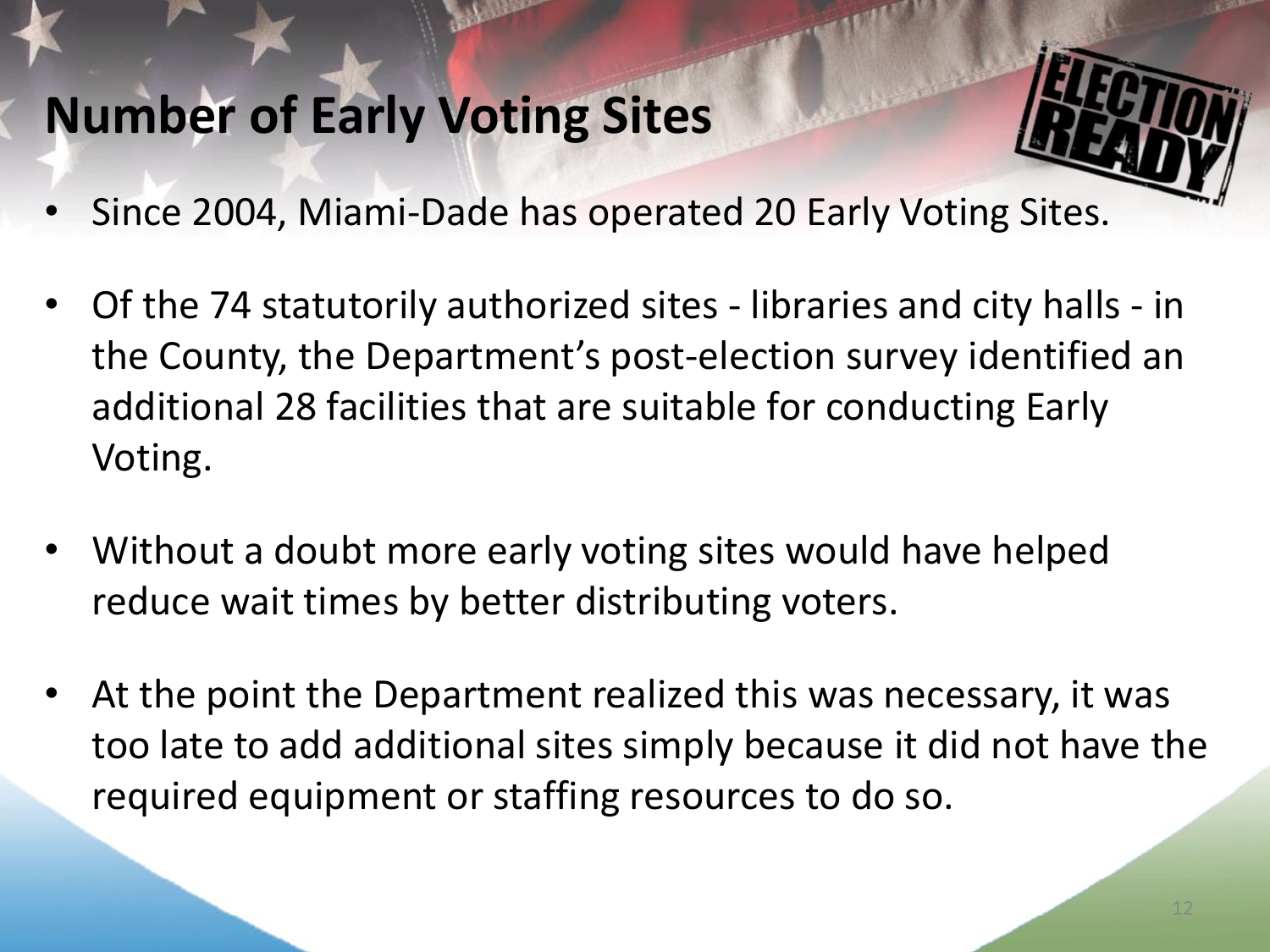# Number of Early Voting Sites

- Since 2004, Miami-Dade has operated 20 Early Voting Sites.
- Of the 74 statutorily authorized sites - libraries and city halls - in the County, the Department's post-election survey identified an additional 28 facilities that are suitable for conducting Early Voting.
- Without a doubt more early voting sites would have helped reduce wait times by better distributing voters.
- At the point the Department realized this was necessary, it was too late to add additional sites simply because it did not have the required equipment or staffing resources to do so.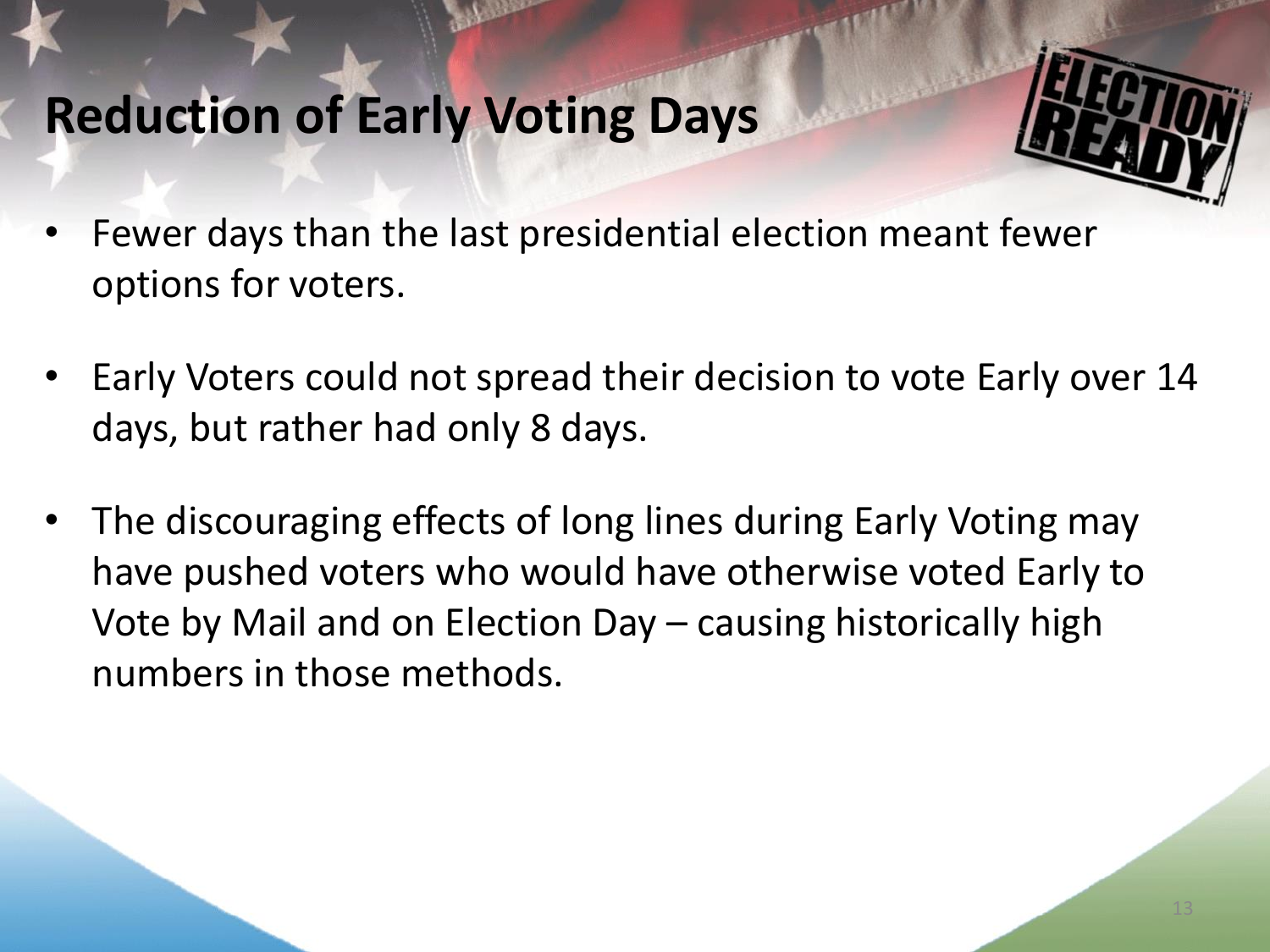# Reduction of Early Voting Days

- Fewer days than the last presidential election meant fewer options for voters.
- Early Voters could not spread their decision to vote Early over 14 days, but rather had only 8 days.
- The discouraging effects of long lines during Early Voting may have pushed voters who would have otherwise voted Early to Vote by Mail and on Election Day – causing historically high numbers in those methods.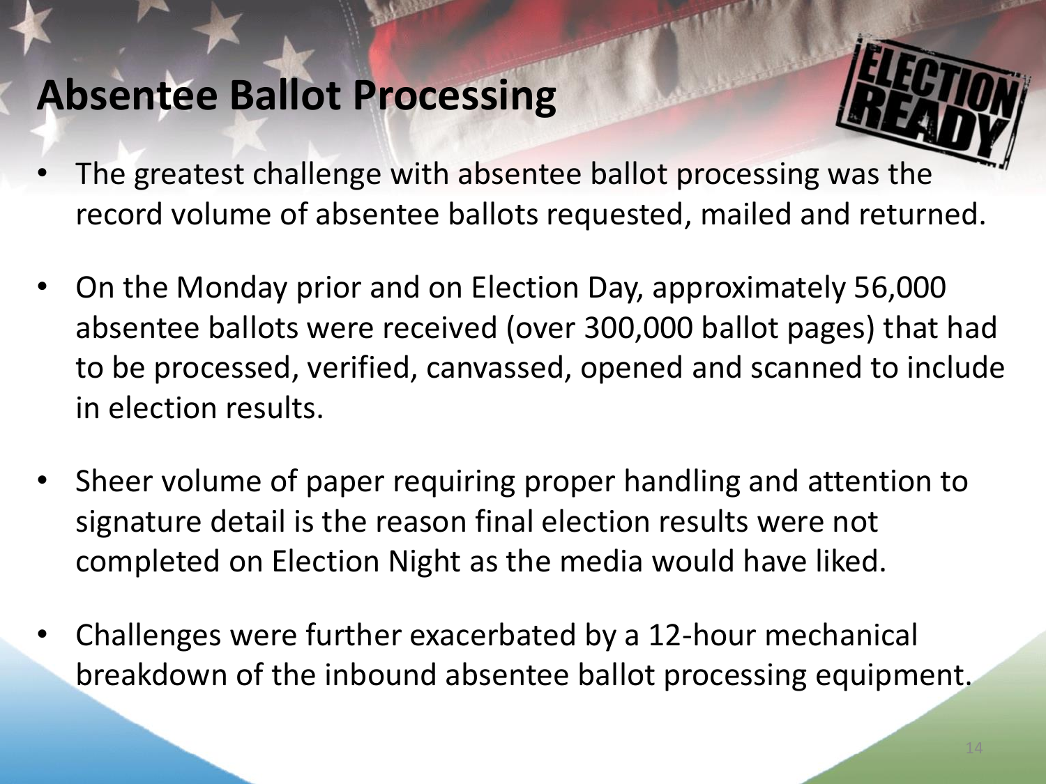# Absentee Ballot Processing

- The greatest challenge with absentee ballot processing was the record volume of absentee ballots requested, mailed and returned.
- On the Monday prior and on Election Day, approximately 56,000 absentee ballots were received (over 300,000 ballot pages) that had to be processed, verified, canvassed, opened and scanned to include in election results.
- Sheer volume of paper requiring proper handling and attention to signature detail is the reason final election results were not completed on Election Night as the media would have liked.
- Challenges were further exacerbated by a 12-hour mechanical breakdown of the inbound absentee ballot processing equipment.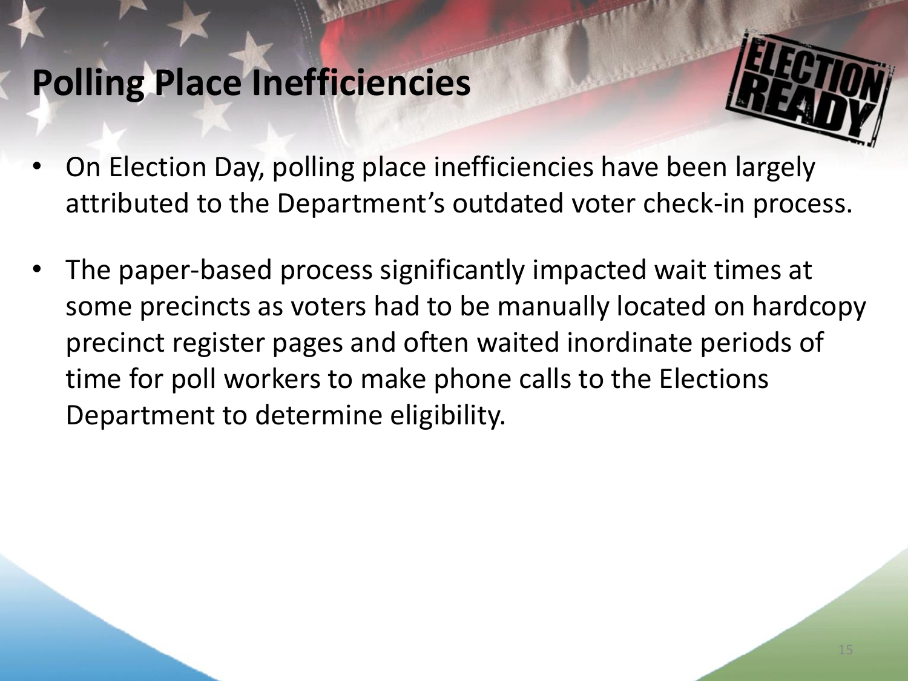# Polling Place Inefficiencies

- On Election Day, polling place inefficiencies have been largely attributed to the Department's outdated voter check-in process.
- The paper-based process significantly impacted wait times at some precincts as voters had to be manually located on hardcopy precinct register pages and often waited inordinate periods of time for poll workers to make phone calls to the Elections Department to determine eligibility.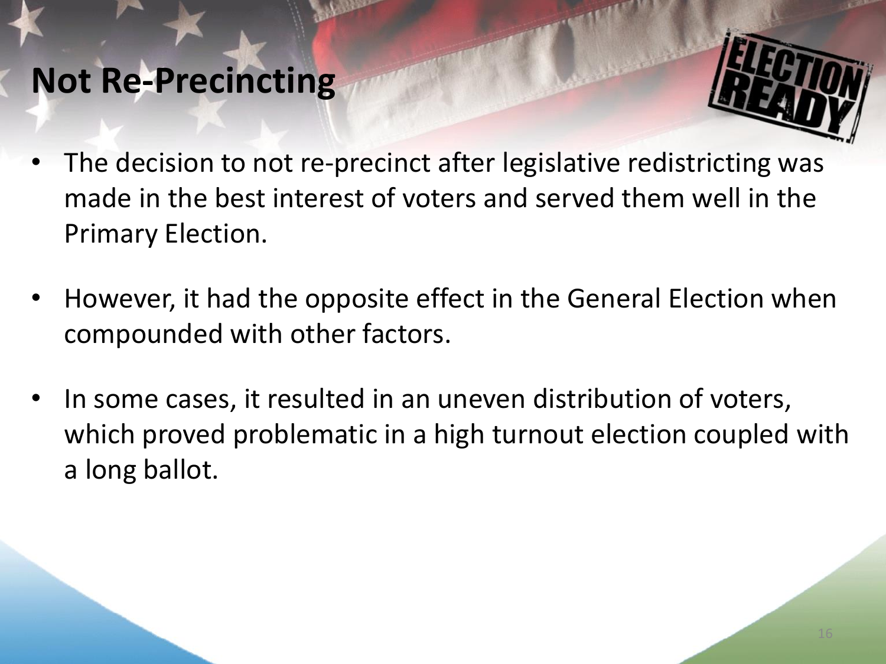# Not Re-Precincting

- The decision to not re-precinct after legislative redistricting was made in the best interest of voters and served them well in the Primary Election.
- However, it had the opposite effect in the General Election when compounded with other factors.
- In some cases, it resulted in an uneven distribution of voters, which proved problematic in a high turnout election coupled with a long ballot.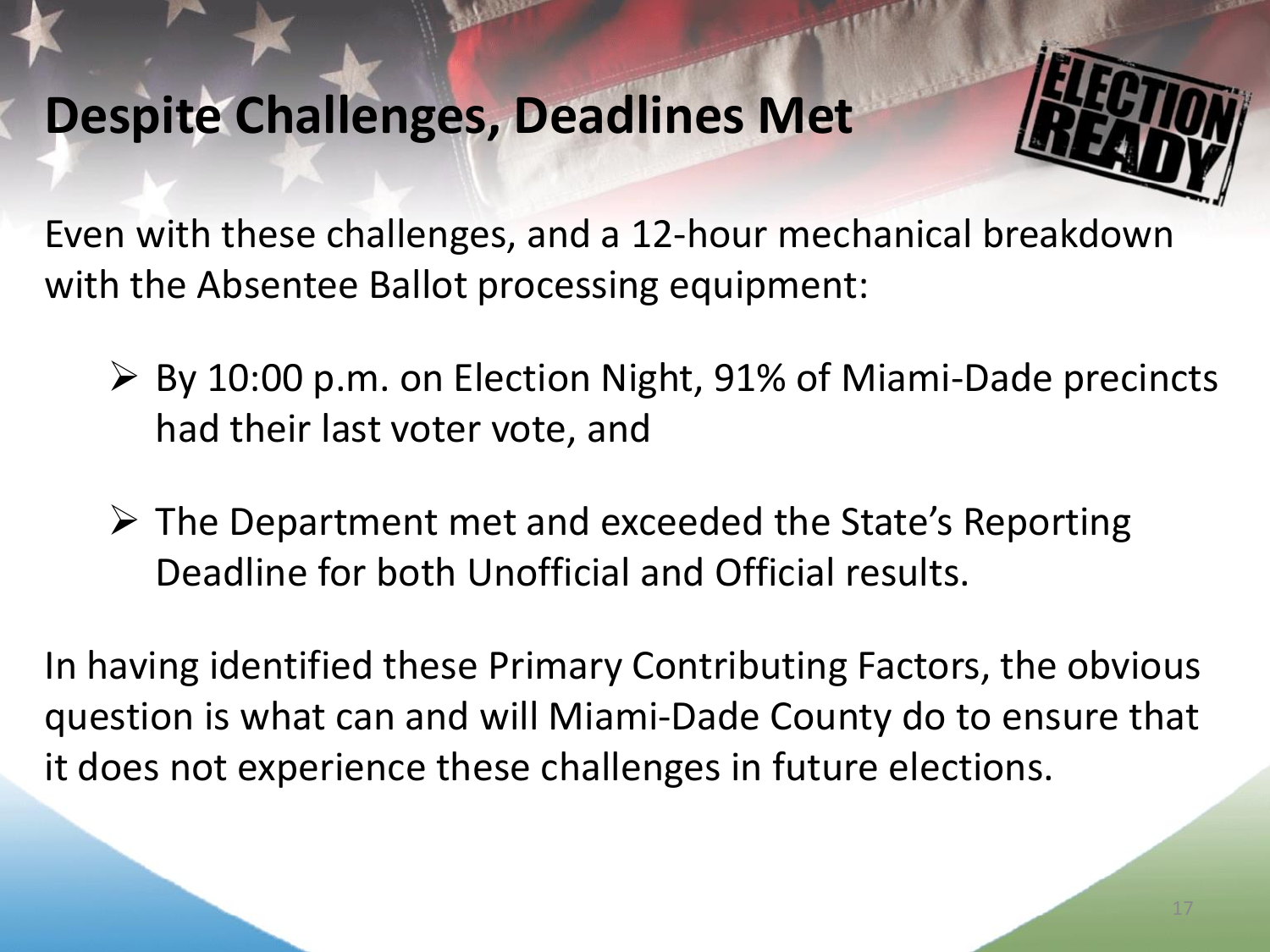# Despite Challenges, Deadlines Met

Even with these challenges, and a 12-hour mechanical breakdown with the Absentee Ballot processing equipment:

- By 10:00 p.m. on Election Night, 91% of Miami-Dade precincts had their last voter vote, and
- The Department met and exceeded the State's Reporting Deadline for both Unofficial and Official results.

In having identified these Primary Contributing Factors, the obvious question is what can and will Miami-Dade County do to ensure that it does not experience these challenges in future elections.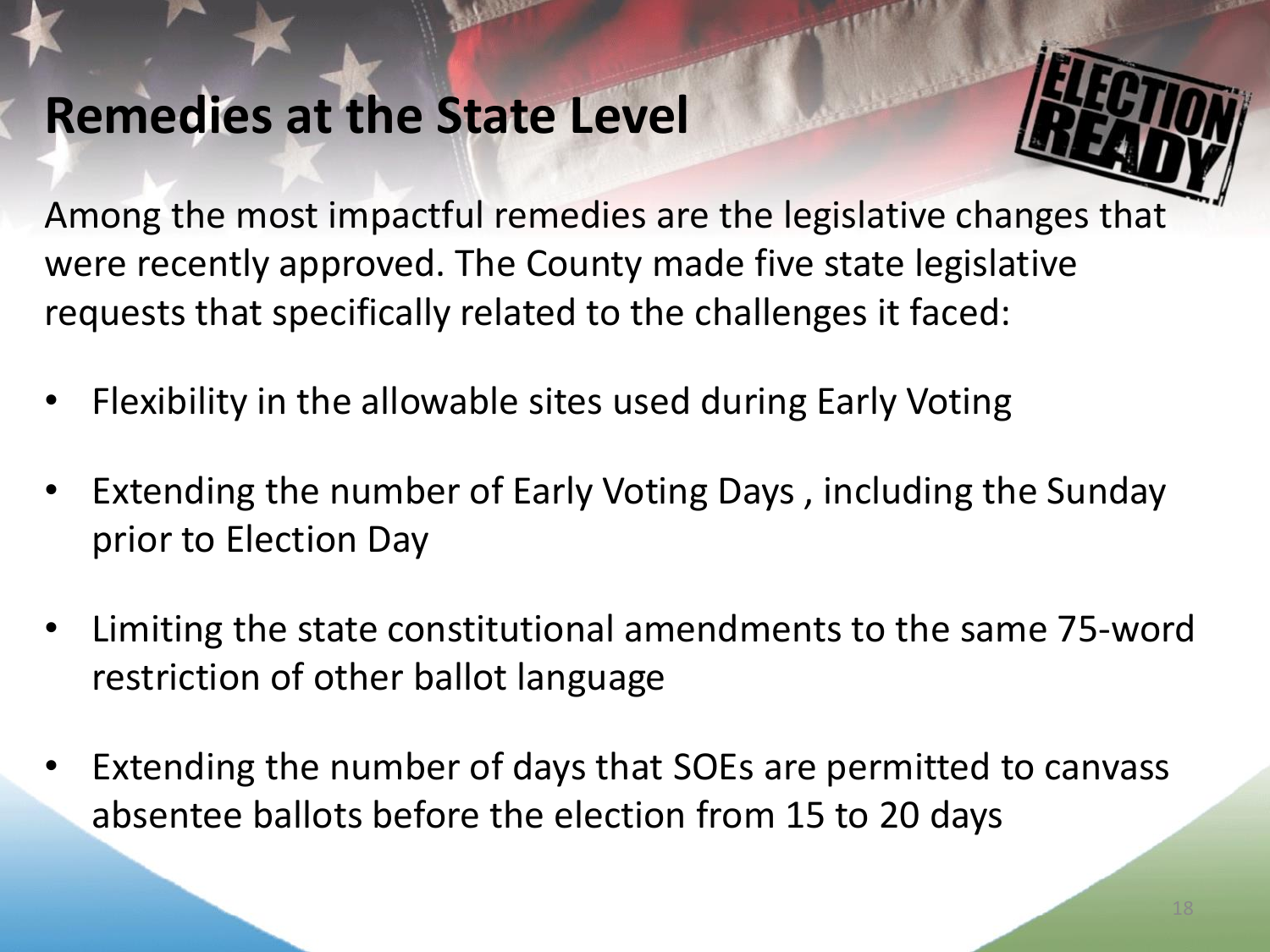## Remedies at the State Level

Among the most impactful remedies are the legislative changes that were recently approved. The County made five state legislative requests that specifically related to the challenges it faced:

- Flexibility in the allowable sites used during Early Voting
- Extending the number of Early Voting Days , including the Sunday prior to Election Day
- Limiting the state constitutional amendments to the same 75-word restriction of other ballot language
- Extending the number of days that SOEs are permitted to canvass absentee ballots before the election from 15 to 20 days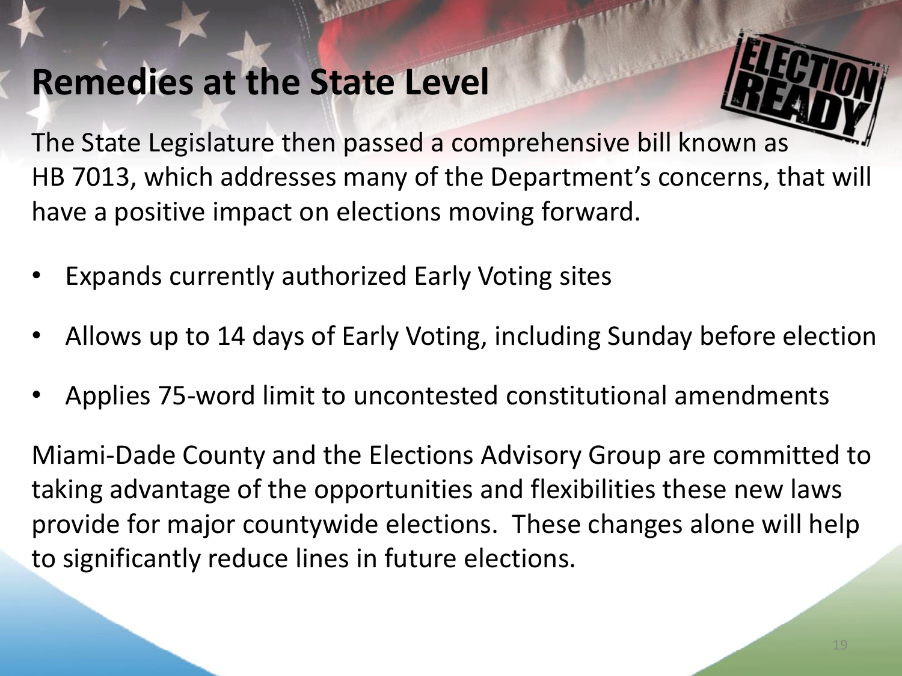# Remedies at the State Level

The State Legislature then passed a comprehensive bill known as HB 7013, which addresses many of the Department's concerns, that will have a positive impact on elections moving forward.

- Expands currently authorized Early Voting sites
- Allows up to 14 days of Early Voting, including Sunday before election
- Applies 75-word limit to uncontested constitutional amendments

Miami-Dade County and the Elections Advisory Group are committed to taking advantage of the opportunities and flexibilities these new laws provide for major countywide elections. These changes alone will help to significantly reduce lines in future elections.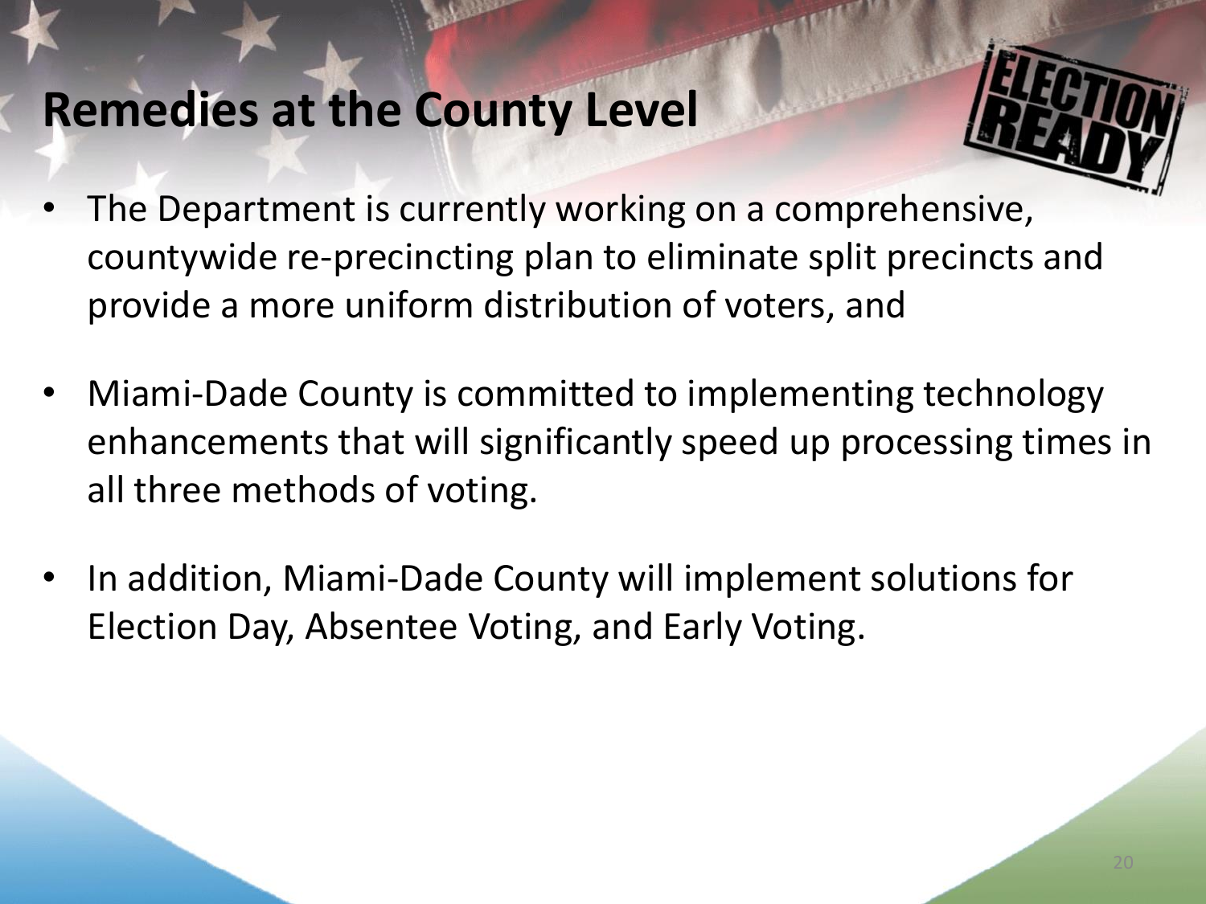## Remedies at the County Level

ELECTION READY

- The Department is currently working on a comprehensive, countywide re-precincting plan to eliminate split precincts and provide a more uniform distribution of voters, and
- Miami-Dade County is committed to implementing technology enhancements that will significantly speed up processing times in all three methods of voting.
- In addition, Miami-Dade County will implement solutions for Election Day, Absentee Voting, and Early Voting.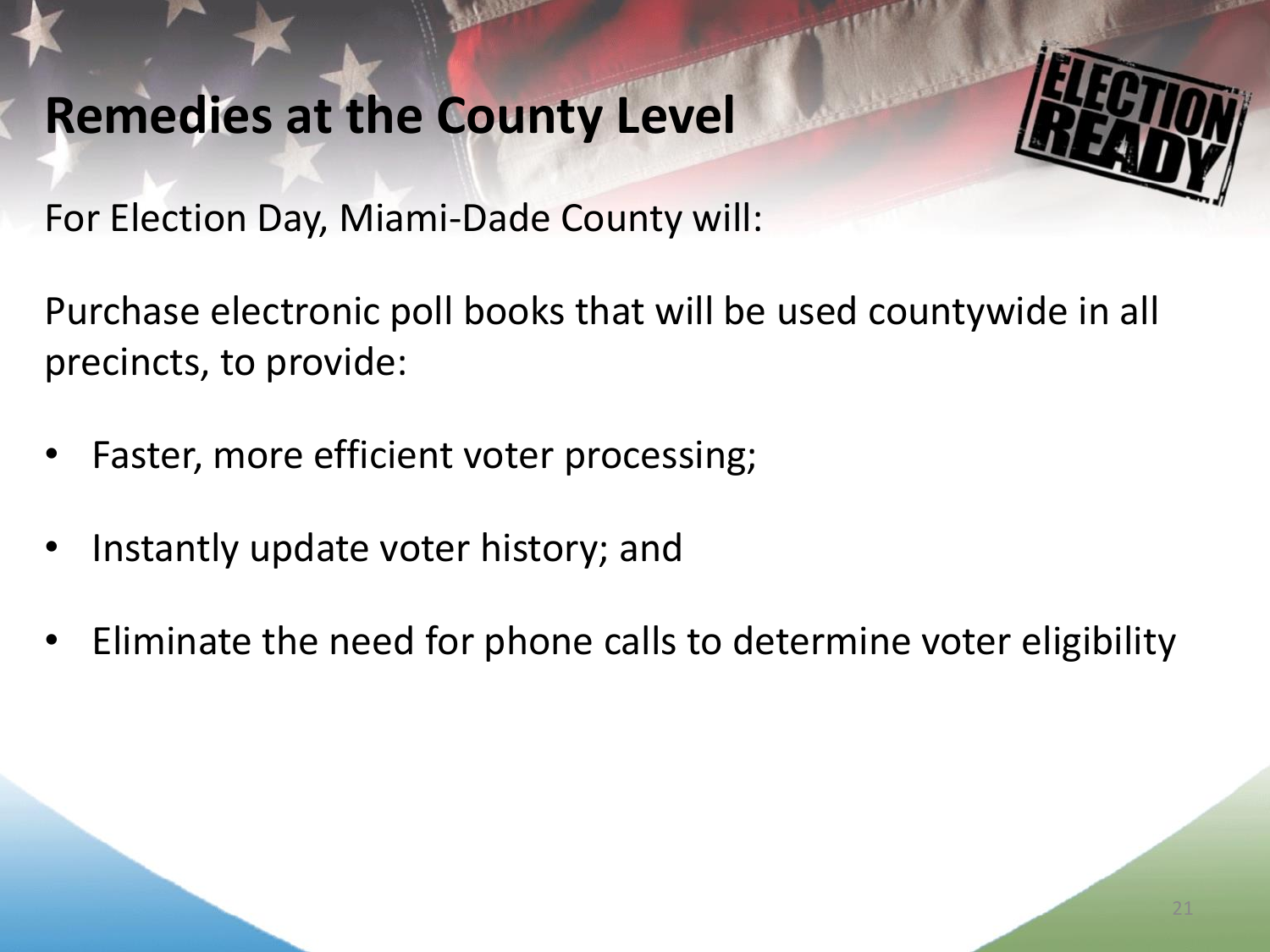# Remedies at the County Level

For Election Day, Miami-Dade County will:

Purchase electronic poll books that will be used countywide in all precincts, to provide:

- Faster, more efficient voter processing;
- Instantly update voter history; and
- Eliminate the need for phone calls to determine voter eligibility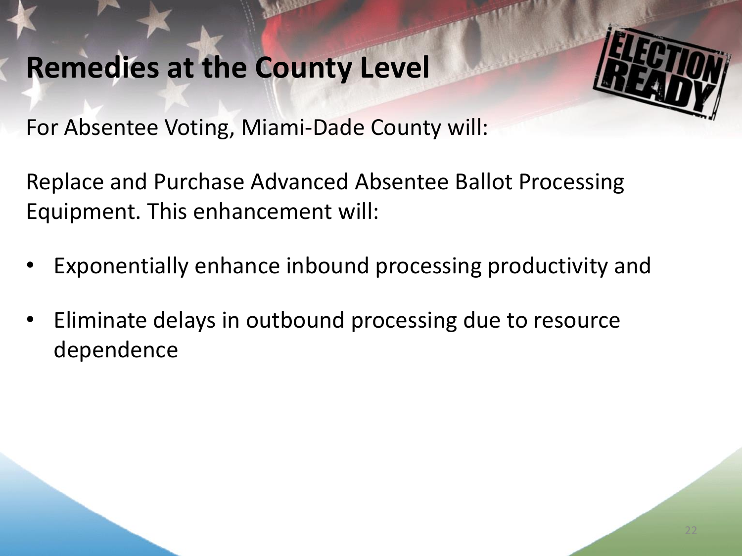# Remedies at the County Level

For Absentee Voting, Miami-Dade County will:

Replace and Purchase Advanced Absentee Ballot Processing Equipment. This enhancement will:

- Exponentially enhance inbound processing productivity and
- Eliminate delays in outbound processing due to resource dependence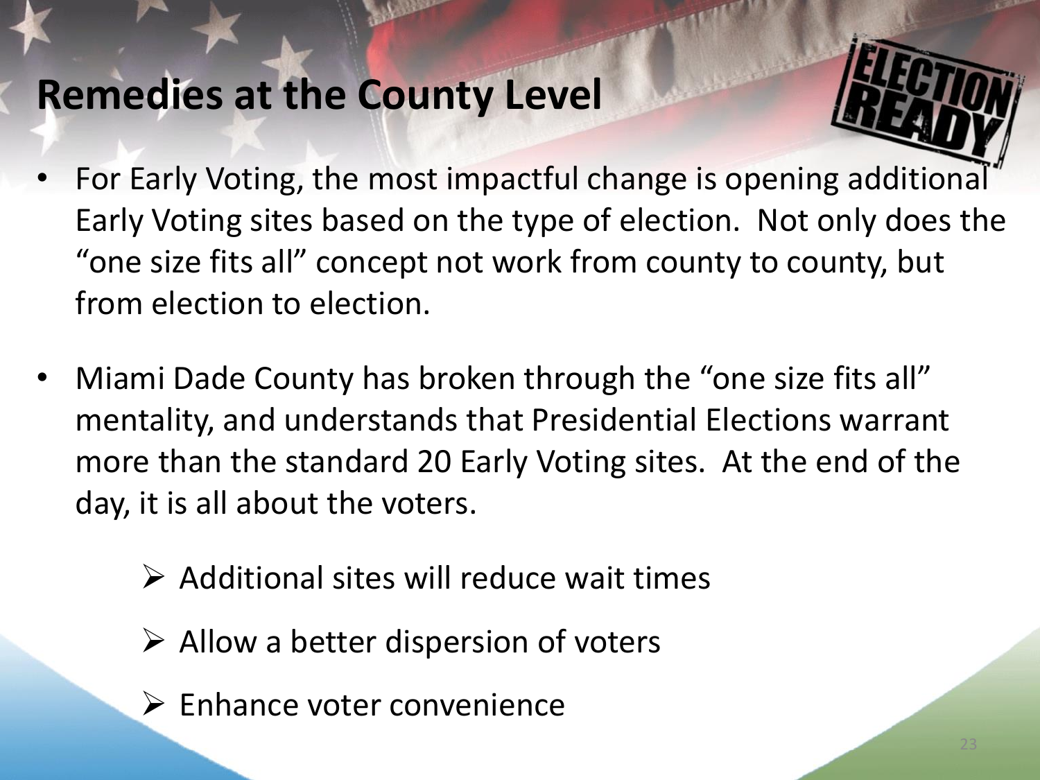# Remedies at the County Level

- For Early Voting, the most impactful change is opening additional Early Voting sites based on the type of election. Not only does the "one size fits all" concept not work from county to county, but from election to election.

- Miami Dade County has broken through the "one size fits all" mentality, and understands that Presidential Elections warrant more than the standard 20 Early Voting sites. At the end of the day, it is all about the voters.

  - Additional sites will reduce wait times
  - Allow a better dispersion of voters
  - Enhance voter convenience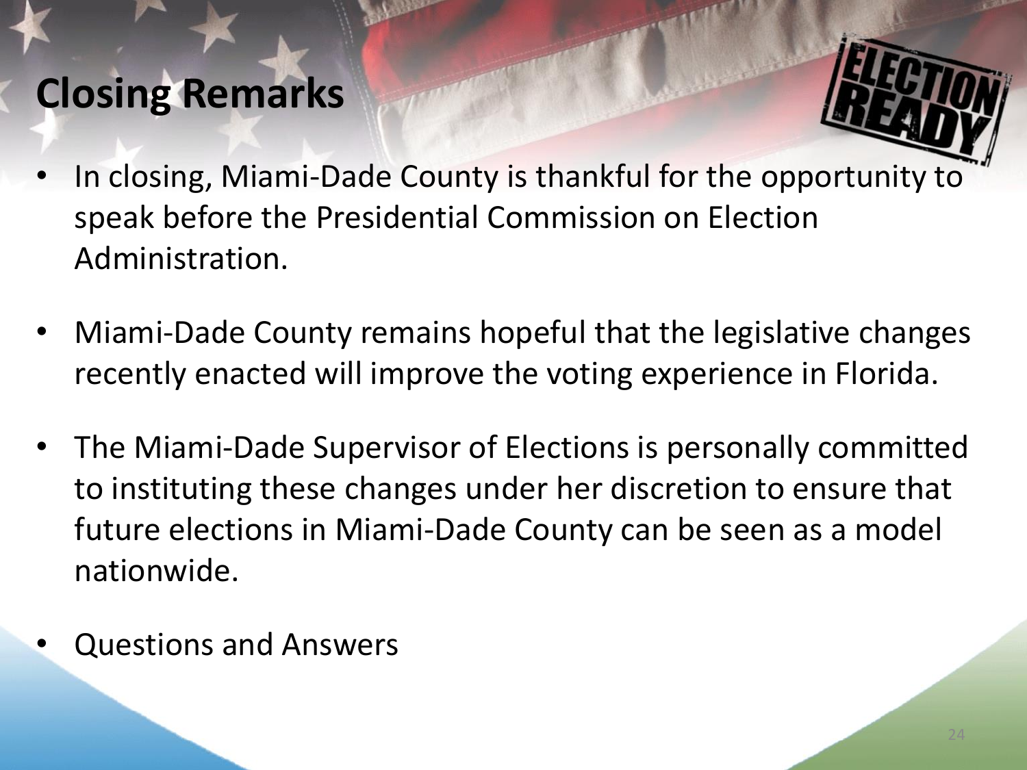## Closing Remarks

ELECTION READY

- In closing, Miami-Dade County is thankful for the opportunity to speak before the Presidential Commission on Election Administration.
- Miami-Dade County remains hopeful that the legislative changes recently enacted will improve the voting experience in Florida.
- The Miami-Dade Supervisor of Elections is personally committed to instituting these changes under her discretion to ensure that future elections in Miami-Dade County can be seen as a model nationwide.
- Questions and Answers